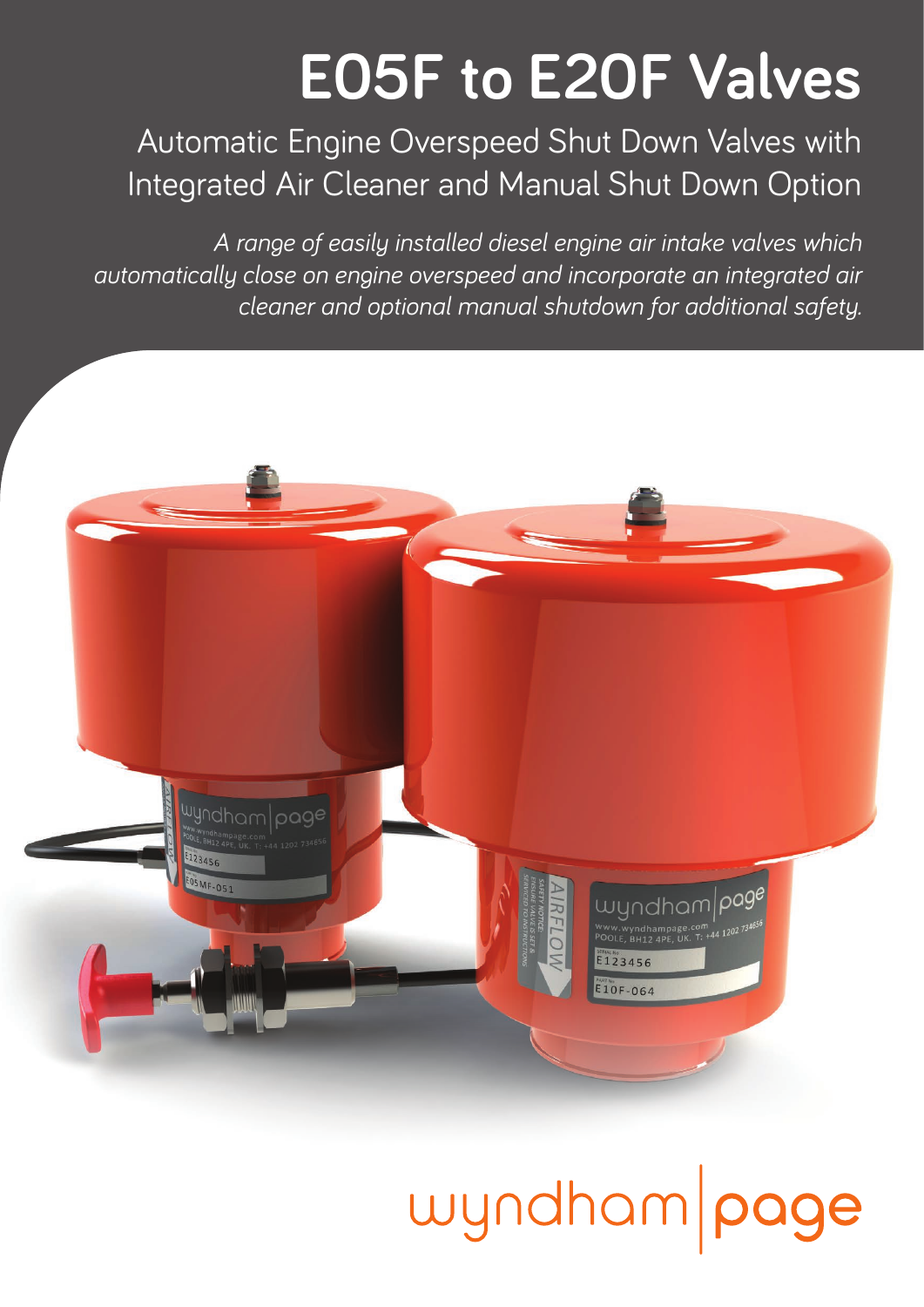# E05F to E20F Valves

## Automatic Engine Overspeed Shut Down Valves with Integrated Air Cleaner and Manual Shut Down Option

*A range of easily installed diesel engine air intake valves which automatically close on engine overspeed and incorporate an integrated air cleaner and optional manual shutdown for additional safety.*

wyndham|page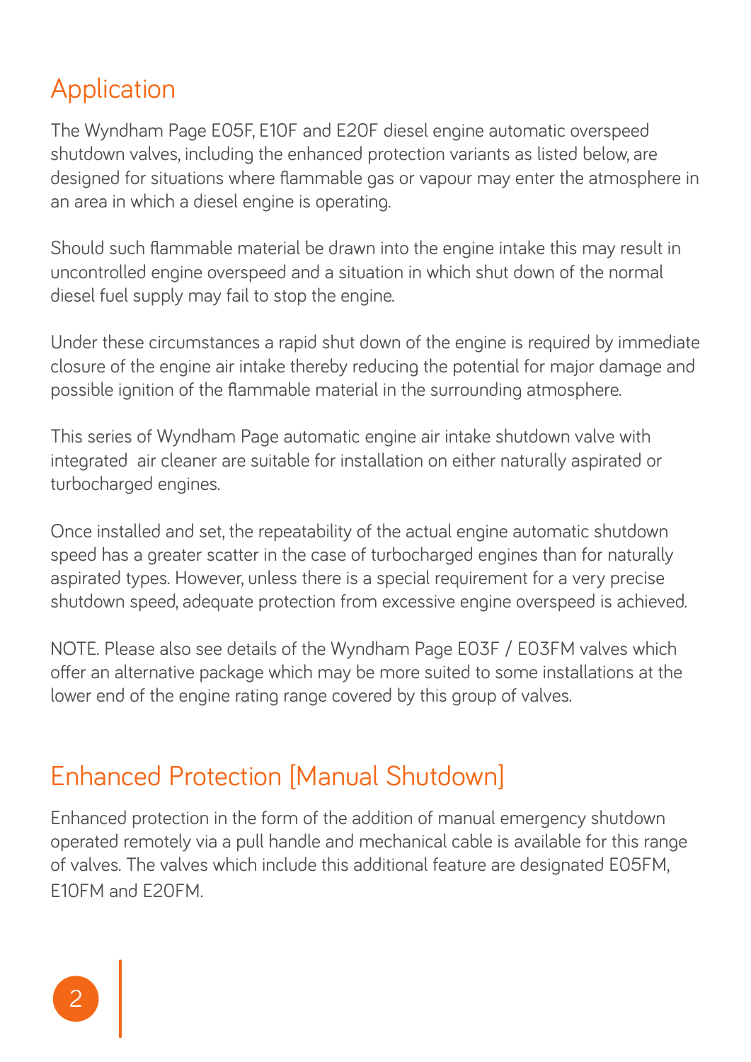## Application

The Wyndham Page E05F, E10F and E20F diesel engine automatic overspeed shutdown valves, including the enhanced protection variants as listed below, are designed for situations where flammable gas or vapour may enter the atmosphere in an area in which a diesel engine is operating.

Should such flammable material be drawn into the engine intake this may result in uncontrolled engine overspeed and a situation in which shut down of the normal diesel fuel supply may fail to stop the engine.

Under these circumstances a rapid shut down of the engine is required by immediate closure of the engine air intake thereby reducing the potential for major damage and possible ignition of the flammable material in the surrounding atmosphere.

This series of Wyndham Page automatic engine air intake shutdown valve with integrated air cleaner are suitable for installation on either naturally aspirated or turbocharged engines.

Once installed and set, the repeatability of the actual engine automatic shutdown speed has a greater scatter in the case of turbocharged engines than for naturally aspirated types. However, unless there is a special requirement for a very precise shutdown speed, adequate protection from excessive engine overspeed is achieved.

NOTE. Please also see details of the Wyndham Page E03F / E03FM valves which offer an alternative package which may be more suited to some installations at the lower end of the engine rating range covered by this group of valves.

## Enhanced Protection [Manual Shutdown]

Enhanced protection in the form of the addition of manual emergency shutdown operated remotely via a pull handle and mechanical cable is available for this range of valves. The valves which include this additional feature are designated E05FM, E10FM and E20FM.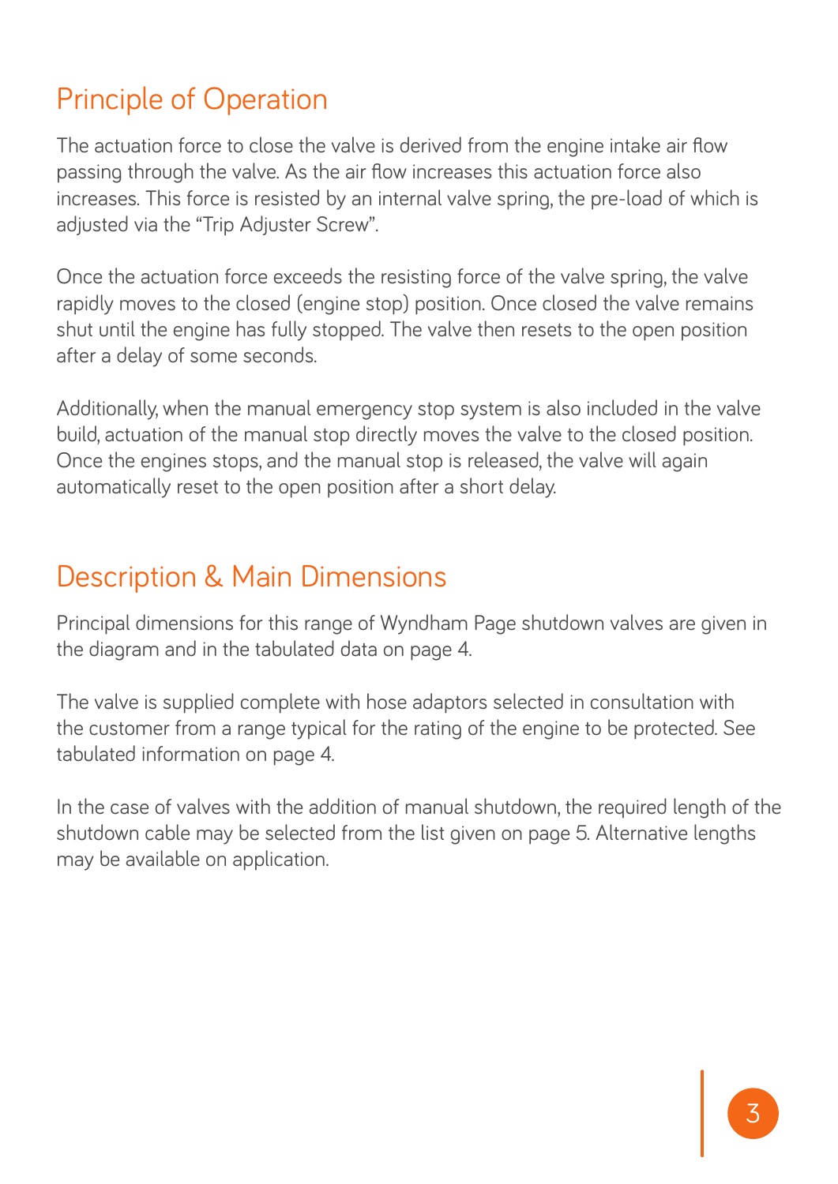## Principle of Operation

The actuation force to close the valve is derived from the engine intake air flow passing through the valve. As the air flow increases this actuation force also increases. This force is resisted by an internal valve spring, the pre-load of which is adjusted via the "Trip Adjuster Screw".

Once the actuation force exceeds the resisting force of the valve spring, the valve rapidly moves to the closed (engine stop) position. Once closed the valve remains shut until the engine has fully stopped. The valve then resets to the open position after a delay of some seconds.

Additionally, when the manual emergency stop system is also included in the valve build, actuation of the manual stop directly moves the valve to the closed position. Once the engines stops, and the manual stop is released, the valve will again automatically reset to the open position after a short delay.

## Description & Main Dimensions

Principal dimensions for this range of Wyndham Page shutdown valves are given in the diagram and in the tabulated data on page 4.

The valve is supplied complete with hose adaptors selected in consultation with the customer from a range typical for the rating of the engine to be protected. See tabulated information on page 4.

In the case of valves with the addition of manual shutdown, the required length of the shutdown cable may be selected from the list given on page 5. Alternative lengths may be available on application.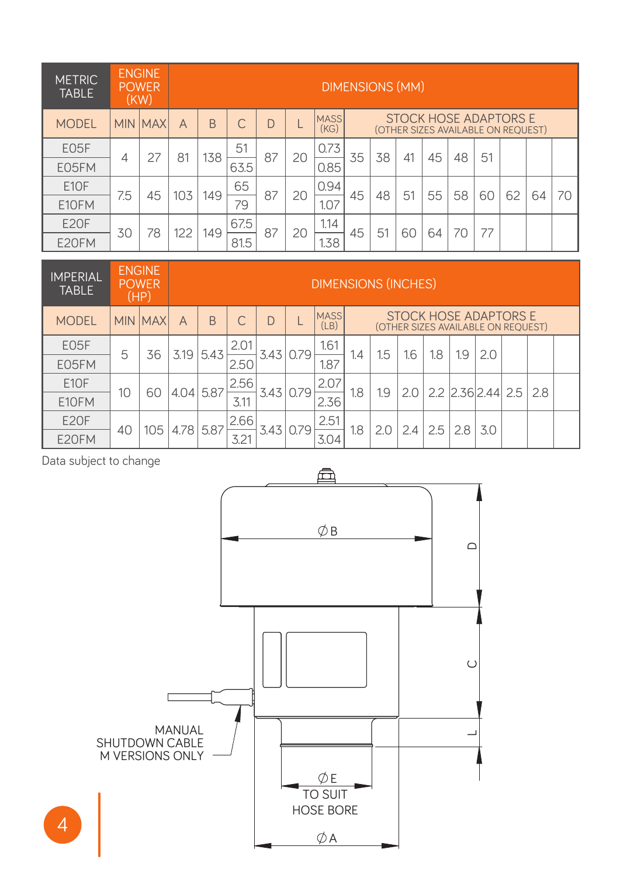| METRIC TABLE | ENGINE POWER (KW) | | DIMENSIONS (MM) | | | | | | | | | | | | | | |
|---|---|---|---|---|---|---|---|---|---|---|---|---|---|---|---|---|---|
| MODEL | MIN | MAX | A | B | C | D | L | MASS (KG) | STOCK HOSE ADAPTORS E (OTHER SIZES AVAILABLE ON REQUEST) | | | | | | | | |
| E05F | 4 | 27 | 81 | 138 | 51 | 87 | 20 | 0.73 | 35 | 38 | 41 | 45 | 48 | 51 | | | |
| E05FM | | | | | 63.5 | | | 0.85 | | | | | | | | | |
| E10F | 7.5 | 45 | 103 | 149 | 65 | 87 | 20 | 0.94 | 45 | 48 | 51 | 55 | 58 | 60 | 62 | 64 | 70 |
| E10FM | | | | | 79 | | | 1.07 | | | | | | | | | |
| E20F | 30 | 78 | 122 | 149 | 67.5 | 87 | 20 | 1.14 | 45 | 51 | 60 | 64 | 70 | 77 | | | |
| E20FM | | | | | 81.5 | | | 1.38 | | | | | | | | | |

| IMPERIAL TABLE | ENGINE POWER (HP) | | DIMENSIONS (INCHES) | | | | | | | | | | | | | | |
|---|---|---|---|---|---|---|---|---|---|---|---|---|---|---|---|---|---|
| MODEL | MIN | MAX | A | B | C | D | L | MASS (LB) | STOCK HOSE ADAPTORS E (OTHER SIZES AVAILABLE ON REQUEST) | | | | | | | | |
| E05F | 5 | 36 | 3.19 | 5.43 | 2.01 | 3.43 | 0.79 | 1.61 | 1.4 | 1.5 | 1.6 | 1.8 | 1.9 | 2.0 | | | |
| E05FM | | | | | 2.50 | | | 1.87 | | | | | | | | | |
| E10F | 10 | 60 | 4.04 | 5.87 | 2.56 | 3.43 | 0.79 | 2.07 | 1.8 | 1.9 | 2.0 | 2.2 | 2.36 | 2.44 | 2.5 | 2.8 | |
| E10FM | | | | | 3.11 | | | 2.36 | | | | | | | | | |
| E20F | 40 | 105 | 4.78 | 5.87 | 2.66 | 3.43 | 0.79 | 2.51 | 1.8 | 2.0 | 2.4 | 2.5 | 2.8 | 3.0 | | | |
| E20FM | | | | | 3.21 | | | 3.04 | | | | | | | | | |

Data subject to change

ØB

D

C

L

MANUAL SHUTDOWN CABLE M VERSIONS ONLY

ØE TO SUIT HOSE BORE

ØA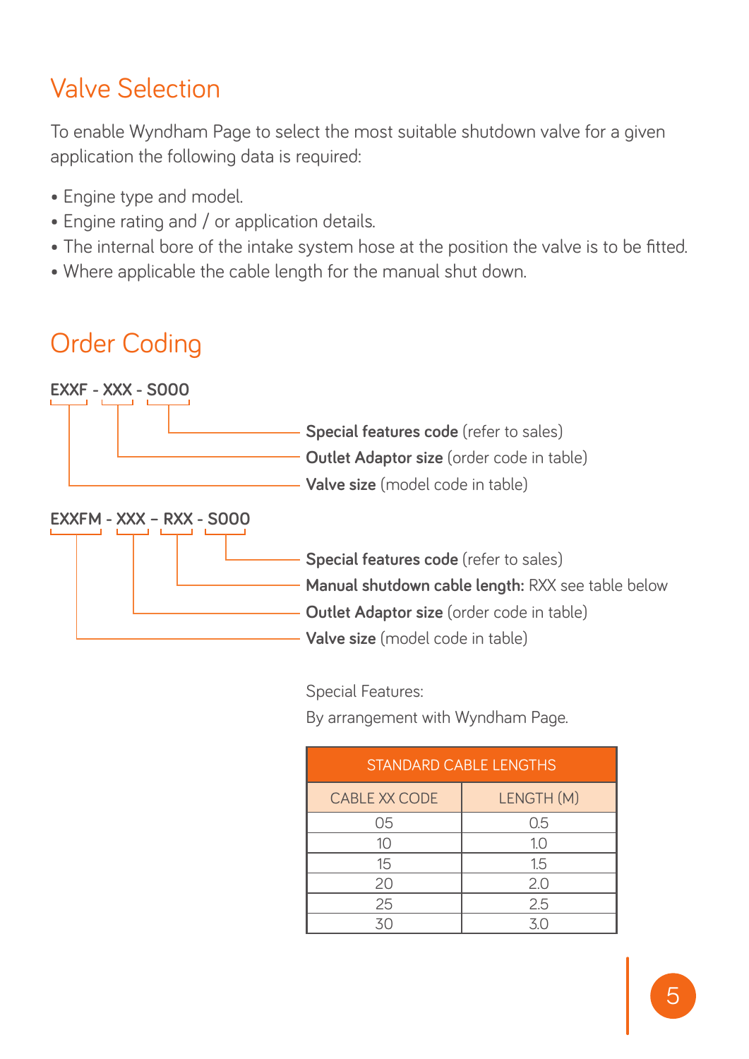## Valve Selection

To enable Wyndham Page to select the most suitable shutdown valve for a given application the following data is required:

- Engine type and model.
- Engine rating and / or application details.
- The internal bore of the intake system hose at the position the valve is to be fitted.
- Where applicable the cable length for the manual shut down.

## Order Coding

**EXXF - XXX - S000**

- **Special features code** (refer to sales)
- **Outlet Adaptor size** (order code in table)
- **Valve size** (model code in table)

**EXXFM - XXX – RXX - S000**

- **Special features code** (refer to sales)
- **Manual shutdown cable length:** RXX see table below
- **Outlet Adaptor size** (order code in table)
- **Valve size** (model code in table)

Special Features:

By arrangement with Wyndham Page.

| STANDARD CABLE LENGTHS | |
|---|---|
| CABLE XX CODE | LENGTH (M) |
| 05 | 0.5 |
| 10 | 1.0 |
| 15 | 1.5 |
| 20 | 2.0 |
| 25 | 2.5 |
| 30 | 3.0 |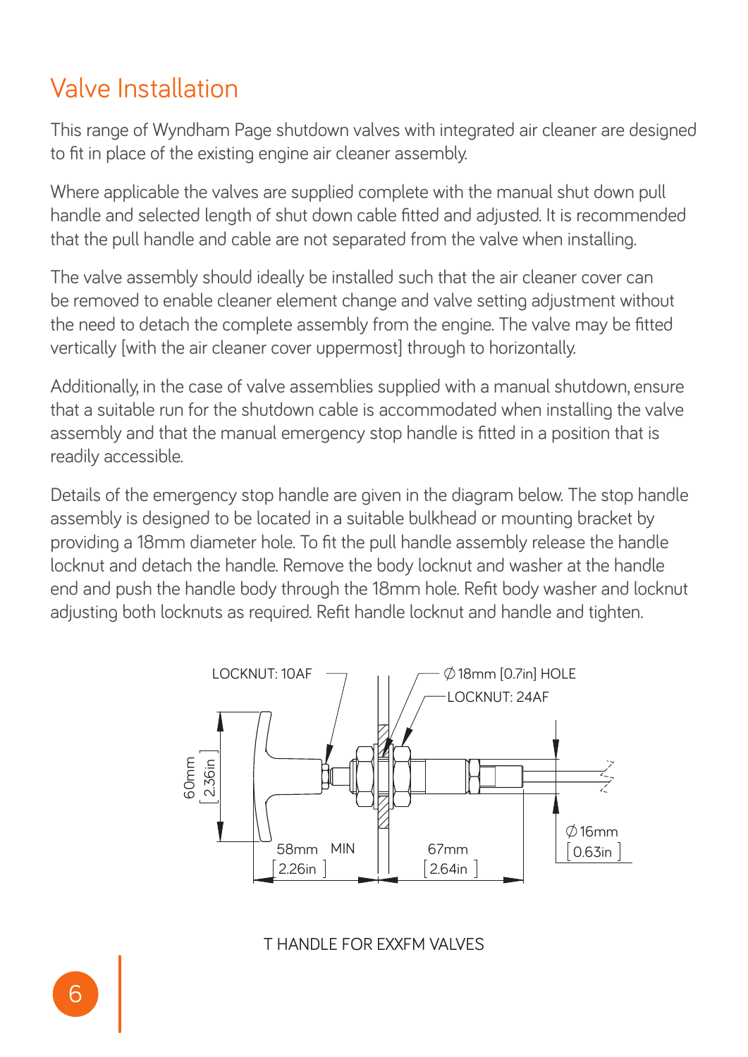# Valve Installation

This range of Wyndham Page shutdown valves with integrated air cleaner are designed to fit in place of the existing engine air cleaner assembly.

Where applicable the valves are supplied complete with the manual shut down pull handle and selected length of shut down cable fitted and adjusted. It is recommended that the pull handle and cable are not separated from the valve when installing.

The valve assembly should ideally be installed such that the air cleaner cover can be removed to enable cleaner element change and valve setting adjustment without the need to detach the complete assembly from the engine. The valve may be fitted vertically [with the air cleaner cover uppermost] through to horizontally.

Additionally, in the case of valve assemblies supplied with a manual shutdown, ensure that a suitable run for the shutdown cable is accommodated when installing the valve assembly and that the manual emergency stop handle is fitted in a position that is readily accessible.

Details of the emergency stop handle are given in the diagram below. The stop handle assembly is designed to be located in a suitable bulkhead or mounting bracket by providing a 18mm diameter hole. To fit the pull handle assembly release the handle locknut and detach the handle. Remove the body locknut and washer at the handle end and push the handle body through the 18mm hole. Refit body washer and locknut adjusting both locknuts as required. Refit handle locknut and handle and tighten.

LOCKNUT: 10AF

∅18mm [0.7in] HOLE

LOCKNUT: 24AF

60mm [2.36in]

58mm MIN [2.26in]

67mm [2.64in]

∅16mm [0.63in]

T HANDLE FOR EXXFM VALVES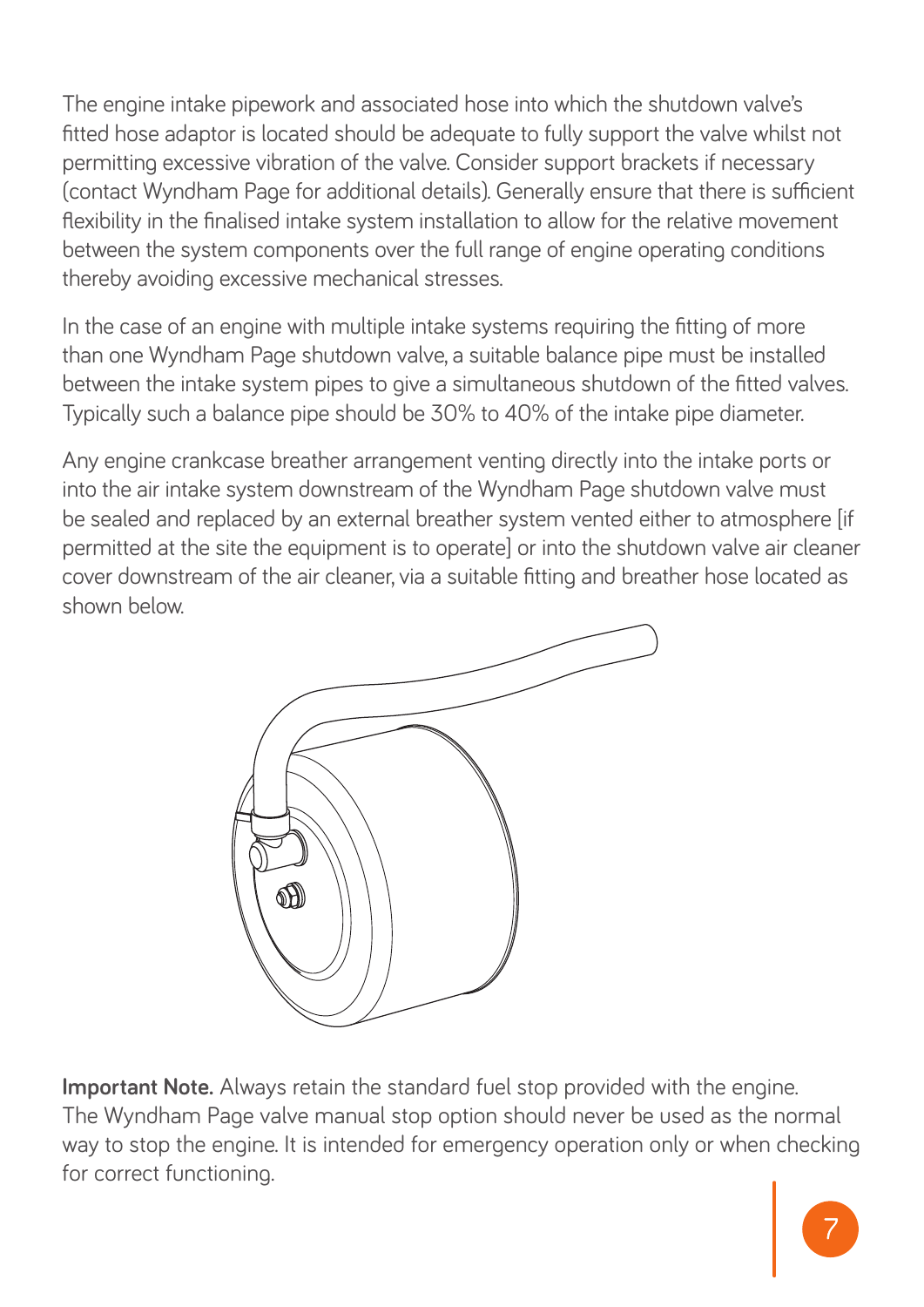The engine intake pipework and associated hose into which the shutdown valve's fitted hose adaptor is located should be adequate to fully support the valve whilst not permitting excessive vibration of the valve. Consider support brackets if necessary (contact Wyndham Page for additional details). Generally ensure that there is sufficient flexibility in the finalised intake system installation to allow for the relative movement between the system components over the full range of engine operating conditions thereby avoiding excessive mechanical stresses.

In the case of an engine with multiple intake systems requiring the fitting of more than one Wyndham Page shutdown valve, a suitable balance pipe must be installed between the intake system pipes to give a simultaneous shutdown of the fitted valves. Typically such a balance pipe should be 30% to 40% of the intake pipe diameter.

Any engine crankcase breather arrangement venting directly into the intake ports or into the air intake system downstream of the Wyndham Page shutdown valve must be sealed and replaced by an external breather system vented either to atmosphere [if permitted at the site the equipment is to operate] or into the shutdown valve air cleaner cover downstream of the air cleaner, via a suitable fitting and breather hose located as shown below.

**Important Note.** Always retain the standard fuel stop provided with the engine. The Wyndham Page valve manual stop option should never be used as the normal way to stop the engine. It is intended for emergency operation only or when checking for correct functioning.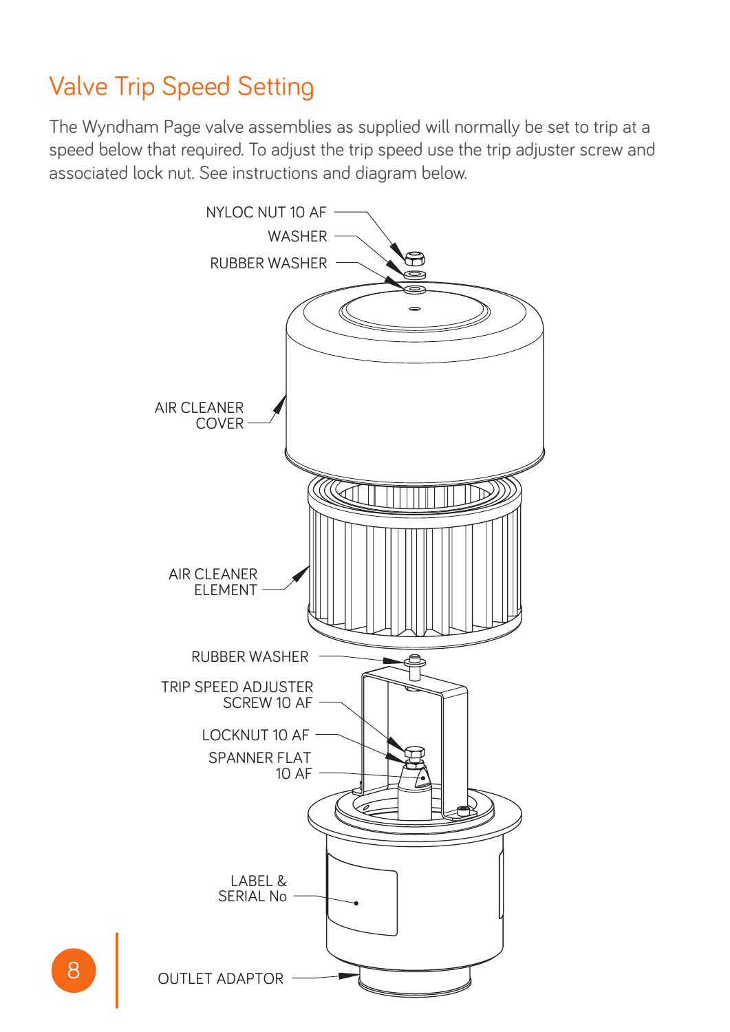# Valve Trip Speed Setting

The Wyndham Page valve assemblies as supplied will normally be set to trip at a speed below that required. To adjust the trip speed use the trip adjuster screw and associated lock nut. See instructions and diagram below.

NYLOC NUT 10 AF

WASHER

RUBBER WASHER

AIR CLEANER COVER

AIR CLEANER ELEMENT

RUBBER WASHER

TRIP SPEED ADJUSTER SCREW 10 AF

LOCKNUT 10 AF

SPANNER FLAT 10 AF

LABEL & SERIAL No

OUTLET ADAPTOR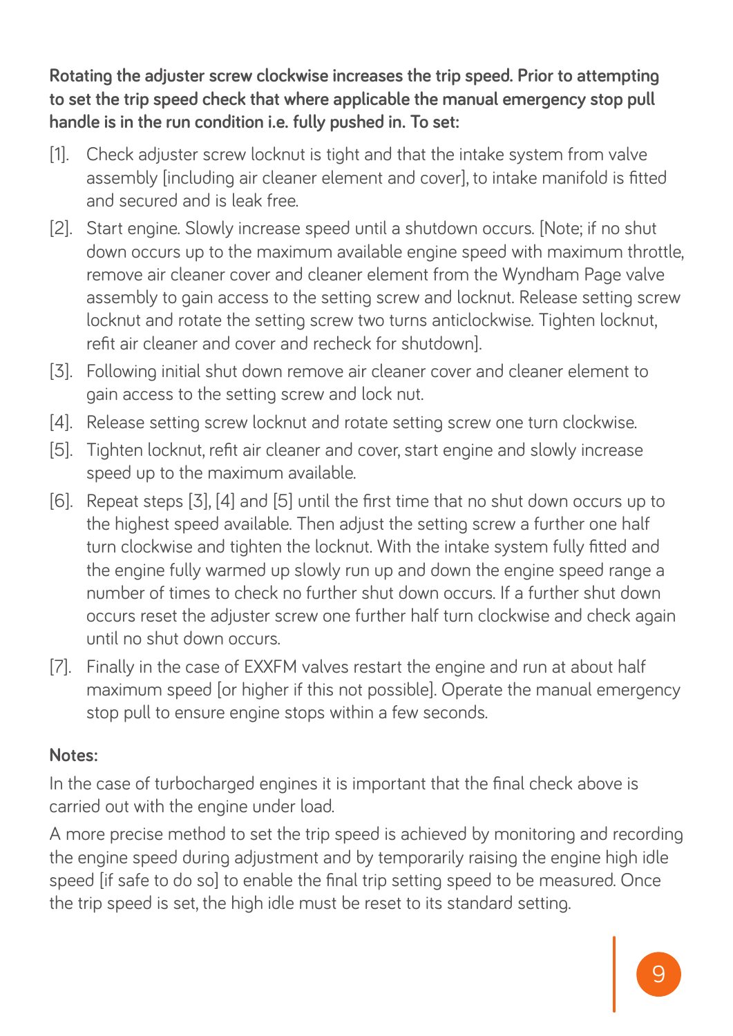**Rotating the adjuster screw clockwise increases the trip speed. Prior to attempting to set the trip speed check that where applicable the manual emergency stop pull handle is in the run condition i.e. fully pushed in. To set:**

[1]. Check adjuster screw locknut is tight and that the intake system from valve assembly [including air cleaner element and cover], to intake manifold is fitted and secured and is leak free.

[2]. Start engine. Slowly increase speed until a shutdown occurs. [Note; if no shut down occurs up to the maximum available engine speed with maximum throttle, remove air cleaner cover and cleaner element from the Wyndham Page valve assembly to gain access to the setting screw and locknut. Release setting screw locknut and rotate the setting screw two turns anticlockwise. Tighten locknut, refit air cleaner and cover and recheck for shutdown].

[3]. Following initial shut down remove air cleaner cover and cleaner element to gain access to the setting screw and lock nut.

[4]. Release setting screw locknut and rotate setting screw one turn clockwise.

[5]. Tighten locknut, refit air cleaner and cover, start engine and slowly increase speed up to the maximum available.

[6]. Repeat steps [3], [4] and [5] until the first time that no shut down occurs up to the highest speed available. Then adjust the setting screw a further one half turn clockwise and tighten the locknut. With the intake system fully fitted and the engine fully warmed up slowly run up and down the engine speed range a number of times to check no further shut down occurs. If a further shut down occurs reset the adjuster screw one further half turn clockwise and check again until no shut down occurs.

[7]. Finally in the case of EXXFM valves restart the engine and run at about half maximum speed [or higher if this not possible]. Operate the manual emergency stop pull to ensure engine stops within a few seconds.

**Notes:**

In the case of turbocharged engines it is important that the final check above is carried out with the engine under load.

A more precise method to set the trip speed is achieved by monitoring and recording the engine speed during adjustment and by temporarily raising the engine high idle speed [if safe to do so] to enable the final trip setting speed to be measured. Once the trip speed is set, the high idle must be reset to its standard setting.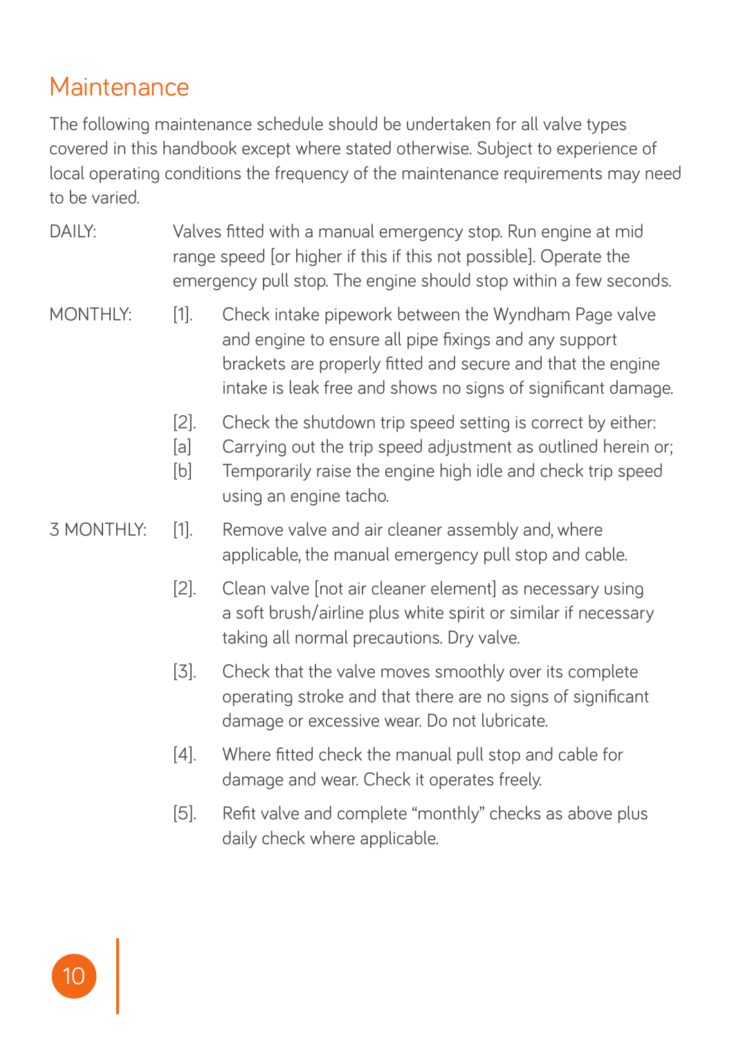## Maintenance

The following maintenance schedule should be undertaken for all valve types covered in this handbook except where stated otherwise. Subject to experience of local operating conditions the frequency of the maintenance requirements may need to be varied.

DAILY: Valves fitted with a manual emergency stop. Run engine at mid range speed [or higher if this if this not possible]. Operate the emergency pull stop. The engine should stop within a few seconds.

MONTHLY:

[1]. Check intake pipework between the Wyndham Page valve and engine to ensure all pipe fixings and any support brackets are properly fitted and secure and that the engine intake is leak free and shows no signs of significant damage.

[2]. Check the shutdown trip speed setting is correct by either:
[a] Carrying out the trip speed adjustment as outlined herein or;
[b] Temporarily raise the engine high idle and check trip speed using an engine tacho.

3 MONTHLY:

[1]. Remove valve and air cleaner assembly and, where applicable, the manual emergency pull stop and cable.

[2]. Clean valve [not air cleaner element] as necessary using a soft brush/airline plus white spirit or similar if necessary taking all normal precautions. Dry valve.

[3]. Check that the valve moves smoothly over its complete operating stroke and that there are no signs of significant damage or excessive wear. Do not lubricate.

[4]. Where fitted check the manual pull stop and cable for damage and wear. Check it operates freely.

[5]. Refit valve and complete "monthly" checks as above plus daily check where applicable.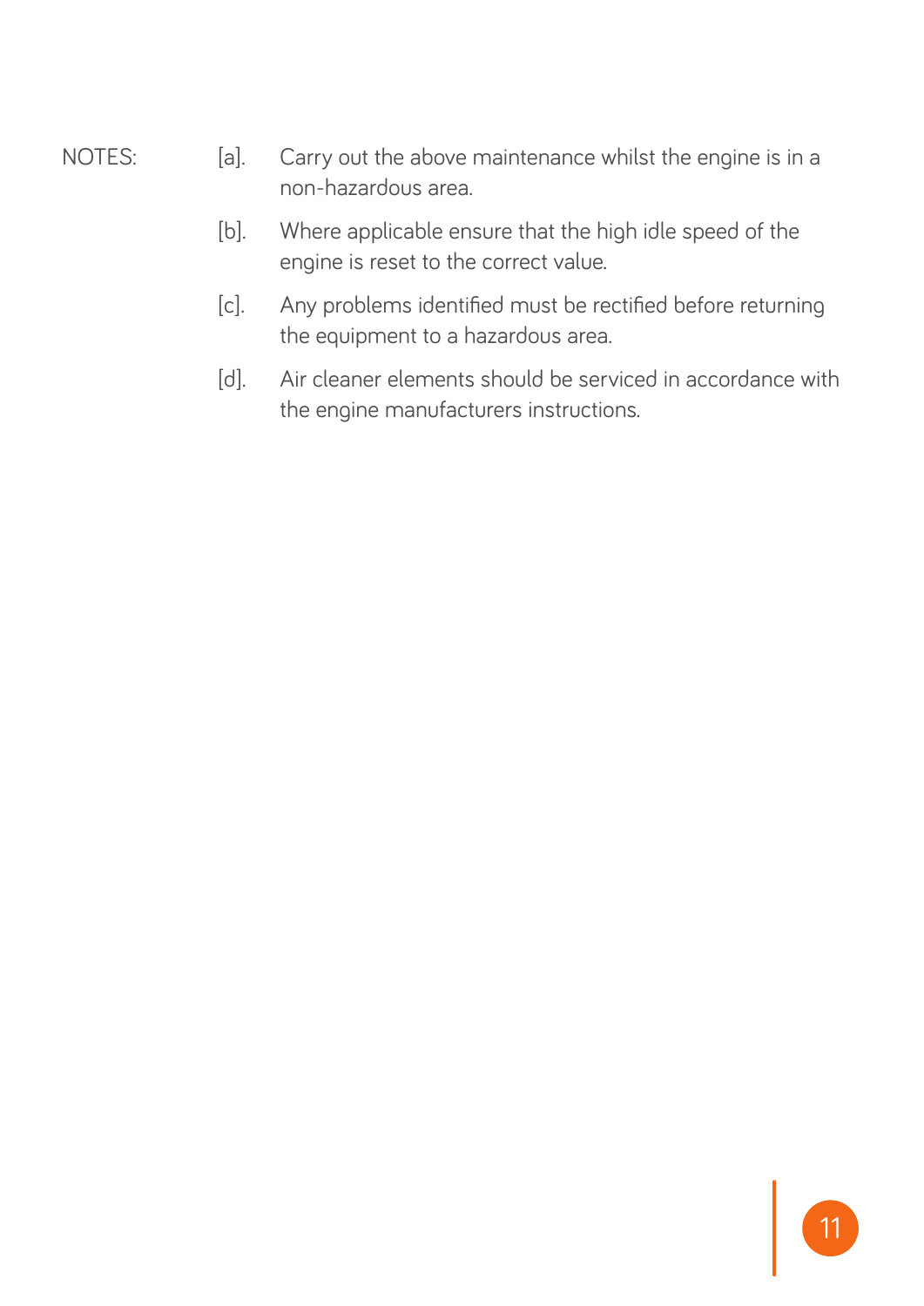NOTES:

[a]. Carry out the above maintenance whilst the engine is in a non-hazardous area.

[b]. Where applicable ensure that the high idle speed of the engine is reset to the correct value.

[c]. Any problems identified must be rectified before returning the equipment to a hazardous area.

[d]. Air cleaner elements should be serviced in accordance with the engine manufacturers instructions.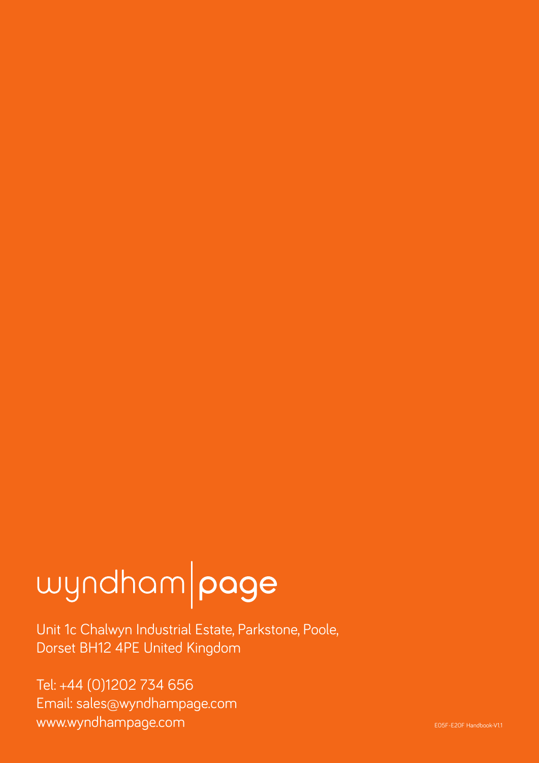wyndham | page

Unit 1c Chalwyn Industrial Estate, Parkstone, Poole,
Dorset BH12 4PE United Kingdom

Tel: +44 (0)1202 734 656
Email: sales@wyndhampage.com
www.wyndhampage.com

E05F-E20F Handbook-V1.1